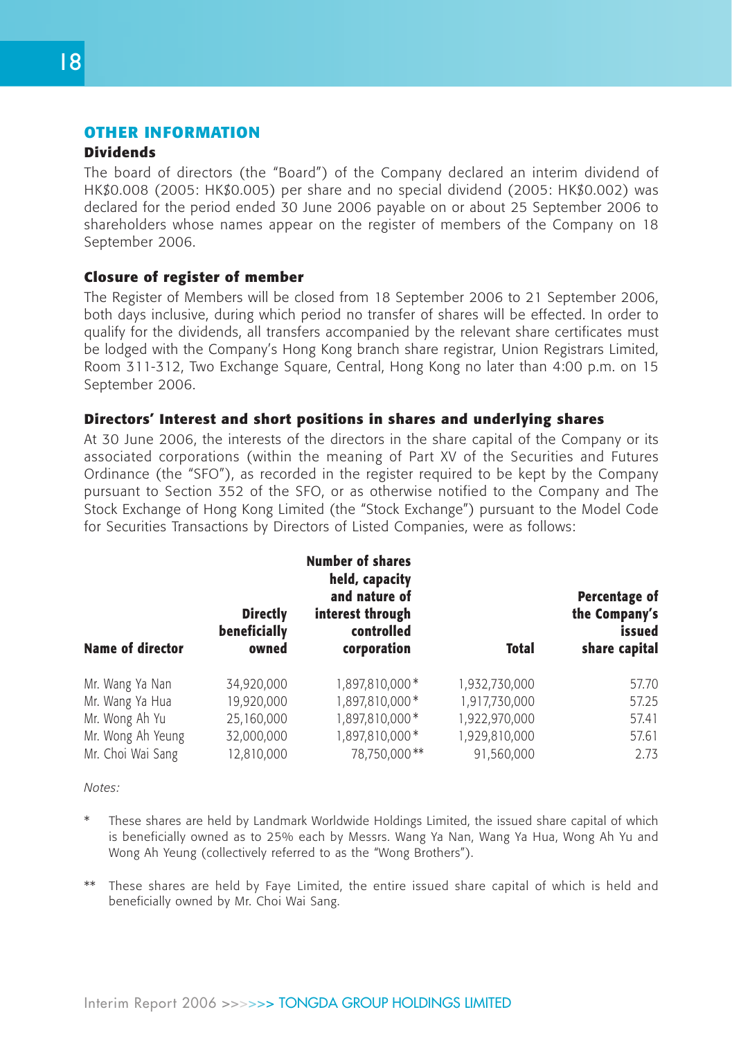## OTHER INFORMATION

### Dividends

The board of directors (the "Board") of the Company declared an interim dividend of HK$0.008 (2005: HK$0.005) per share and no special dividend (2005: HK$0.002) was declared for the period ended 30 June 2006 payable on or about 25 September 2006 to shareholders whose names appear on the register of members of the Company on 18 September 2006.

### Closure of register of member

The Register of Members will be closed from 18 September 2006 to 21 September 2006, both days inclusive, during which period no transfer of shares will be effected. In order to qualify for the dividends, all transfers accompanied by the relevant share certificates must be lodged with the Company's Hong Kong branch share registrar, Union Registrars Limited, Room 311-312, Two Exchange Square, Central, Hong Kong no later than 4:00 p.m. on 15 September 2006.

### Directors' Interest and short positions in shares and underlying shares

At 30 June 2006, the interests of the directors in the share capital of the Company or its associated corporations (within the meaning of Part XV of the Securities and Futures Ordinance (the "SFO"), as recorded in the register required to be kept by the Company pursuant to Section 352 of the SFO, or as otherwise notified to the Company and The Stock Exchange of Hong Kong Limited (the "Stock Exchange") pursuant to the Model Code for Securities Transactions by Directors of Listed Companies, were as follows:

| Name of director | Directly beneficially owned | Number of shares held, capacity and nature of interest through controlled corporation | Total | Percentage of the Company's issued share capital |
|---|---|---|---|---|
| Mr. Wang Ya Nan | 34,920,000 | 1,897,810,000* | 1,932,730,000 | 57.70 |
| Mr. Wang Ya Hua | 19,920,000 | 1,897,810,000* | 1,917,730,000 | 57.25 |
| Mr. Wong Ah Yu | 25,160,000 | 1,897,810,000* | 1,922,970,000 | 57.41 |
| Mr. Wong Ah Yeung | 32,000,000 | 1,897,810,000* | 1,929,810,000 | 57.61 |
| Mr. Choi Wai Sang | 12,810,000 | 78,750,000** | 91,560,000 | 2.73 |

*Notes:*

\* These shares are held by Landmark Worldwide Holdings Limited, the issued share capital of which is beneficially owned as to 25% each by Messrs. Wang Ya Nan, Wang Ya Hua, Wong Ah Yu and Wong Ah Yeung (collectively referred to as the "Wong Brothers").

** These shares are held by Faye Limited, the entire issued share capital of which is held and beneficially owned by Mr. Choi Wai Sang.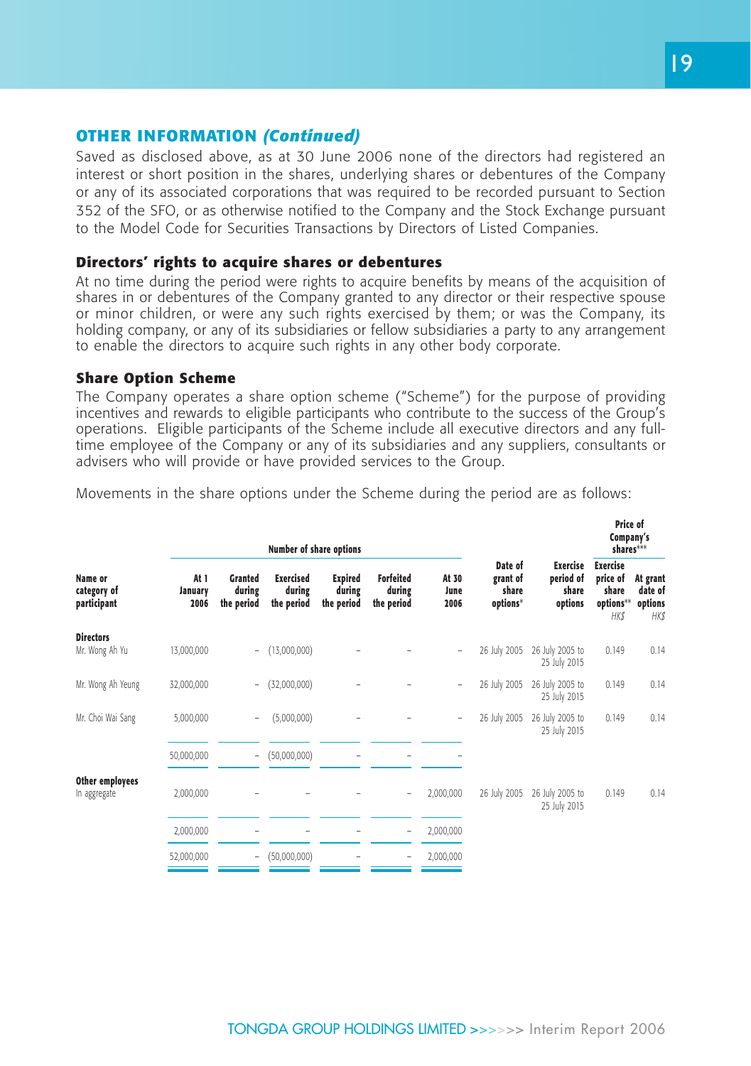## OTHER INFORMATION *(Continued)*

Saved as disclosed above, as at 30 June 2006 none of the directors had registered an interest or short position in the shares, underlying shares or debentures of the Company or any of its associated corporations that was required to be recorded pursuant to Section 352 of the SFO, or as otherwise notified to the Company and the Stock Exchange pursuant to the Model Code for Securities Transactions by Directors of Listed Companies.

### Directors' rights to acquire shares or debentures

At no time during the period were rights to acquire benefits by means of the acquisition of shares in or debentures of the Company granted to any director or their respective spouse or minor children, or were any such rights exercised by them; or was the Company, its holding company, or any of its subsidiaries or fellow subsidiaries a party to any arrangement to enable the directors to acquire such rights in any other body corporate.

### Share Option Scheme

The Company operates a share option scheme ("Scheme") for the purpose of providing incentives and rewards to eligible participants who contribute to the success of the Group's operations. Eligible participants of the Scheme include all executive directors and any full-time employee of the Company or any of its subsidiaries and any suppliers, consultants or advisers who will provide or have provided services to the Group.

Movements in the share options under the Scheme during the period are as follows:

| | Number of share options | | | | | | | | Price of Company's shares*** | |
|---|---|---|---|---|---|---|---|---|---|---|
| Name or category of participant | At 1 January 2006 | Granted during the period | Exercised during the period | Expired during the period | Forfeited during the period | At 30 June 2006 | Date of grant of share options* | Exercise period of share options | Exercise price of share options** HK$ | At grant date of options HK$ |
| **Directors** | | | | | | | | | | |
| Mr. Wong Ah Yu | 13,000,000 | – | (13,000,000) | – | – | – | 26 July 2005 | 26 July 2005 to 25 July 2015 | 0.149 | 0.14 |
| Mr. Wong Ah Yeung | 32,000,000 | – | (32,000,000) | – | – | – | 26 July 2005 | 26 July 2005 to 25 July 2015 | 0.149 | 0.14 |
| Mr. Choi Wai Sang | 5,000,000 | – | (5,000,000) | – | – | – | 26 July 2005 | 26 July 2005 to 25 July 2015 | 0.149 | 0.14 |
| | 50,000,000 | – | (50,000,000) | – | – | – | | | | |
| **Other employees** | | | | | | | | | | |
| In aggregate | 2,000,000 | – | – | – | – | 2,000,000 | 26 July 2005 | 26 July 2005 to 25 July 2015 | 0.149 | 0.14 |
| | 2,000,000 | – | – | – | – | 2,000,000 | | | | |
| | 52,000,000 | – | (50,000,000) | – | – | 2,000,000 | | | | |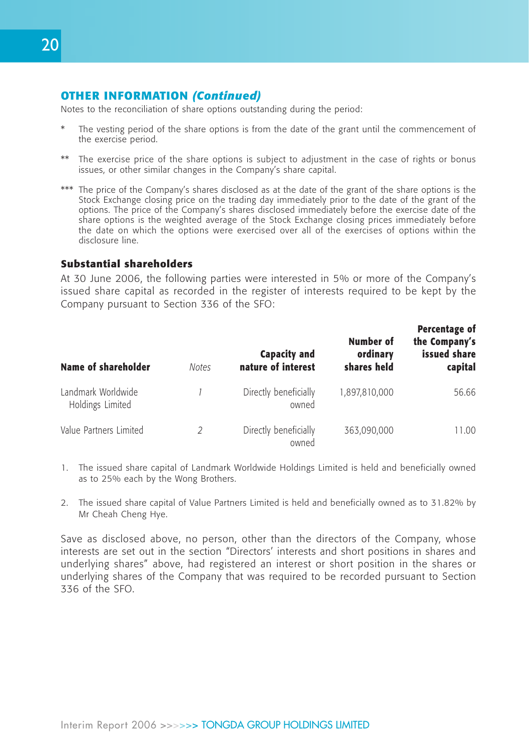## OTHER INFORMATION *(Continued)*

Notes to the reconciliation of share options outstanding during the period:

\* The vesting period of the share options is from the date of the grant until the commencement of the exercise period.

\*\* The exercise price of the share options is subject to adjustment in the case of rights or bonus issues, or other similar changes in the Company's share capital.

\*\*\* The price of the Company's shares disclosed as at the date of the grant of the share options is the Stock Exchange closing price on the trading day immediately prior to the date of the grant of the options. The price of the Company's shares disclosed immediately before the exercise date of the share options is the weighted average of the Stock Exchange closing prices immediately before the date on which the options were exercised over all of the exercises of options within the disclosure line.

### Substantial shareholders

At 30 June 2006, the following parties were interested in 5% or more of the Company's issued share capital as recorded in the register of interests required to be kept by the Company pursuant to Section 336 of the SFO:

| Name of shareholder | *Notes* | Capacity and nature of interest | Number of ordinary shares held | Percentage of the Company's issued share capital |
|---|---|---|---|---|
| Landmark Worldwide Holdings Limited | *1* | Directly beneficially owned | 1,897,810,000 | 56.66 |
| Value Partners Limited | *2* | Directly beneficially owned | 363,090,000 | 11.00 |

1. The issued share capital of Landmark Worldwide Holdings Limited is held and beneficially owned as to 25% each by the Wong Brothers.

2. The issued share capital of Value Partners Limited is held and beneficially owned as to 31.82% by Mr Cheah Cheng Hye.

Save as disclosed above, no person, other than the directors of the Company, whose interests are set out in the section "Directors' interests and short positions in shares and underlying shares" above, had registered an interest or short position in the shares or underlying shares of the Company that was required to be recorded pursuant to Section 336 of the SFO.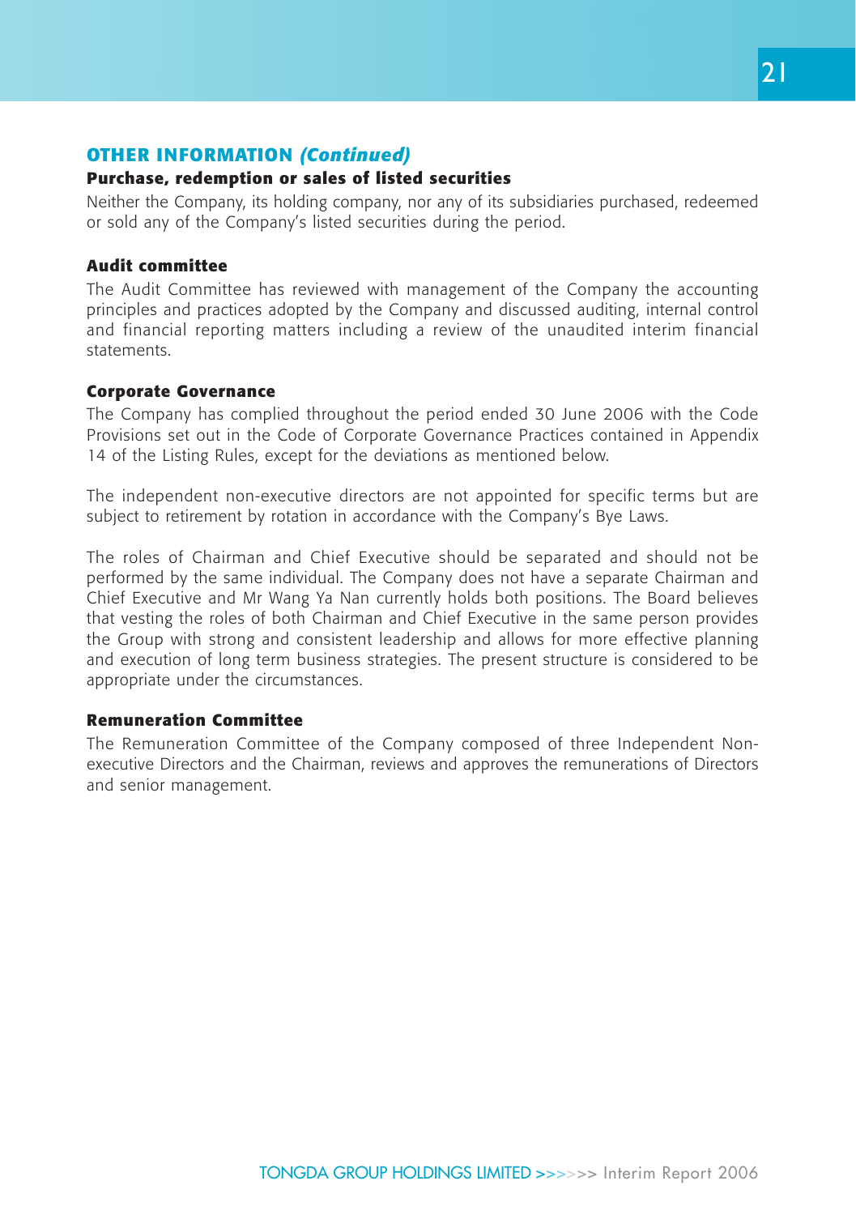## OTHER INFORMATION *(Continued)*

### Purchase, redemption or sales of listed securities

Neither the Company, its holding company, nor any of its subsidiaries purchased, redeemed or sold any of the Company's listed securities during the period.

### Audit committee

The Audit Committee has reviewed with management of the Company the accounting principles and practices adopted by the Company and discussed auditing, internal control and financial reporting matters including a review of the unaudited interim financial statements.

### Corporate Governance

The Company has complied throughout the period ended 30 June 2006 with the Code Provisions set out in the Code of Corporate Governance Practices contained in Appendix 14 of the Listing Rules, except for the deviations as mentioned below.

The independent non-executive directors are not appointed for specific terms but are subject to retirement by rotation in accordance with the Company's Bye Laws.

The roles of Chairman and Chief Executive should be separated and should not be performed by the same individual. The Company does not have a separate Chairman and Chief Executive and Mr Wang Ya Nan currently holds both positions. The Board believes that vesting the roles of both Chairman and Chief Executive in the same person provides the Group with strong and consistent leadership and allows for more effective planning and execution of long term business strategies. The present structure is considered to be appropriate under the circumstances.

### Remuneration Committee

The Remuneration Committee of the Company composed of three Independent Non-executive Directors and the Chairman, reviews and approves the remunerations of Directors and senior management.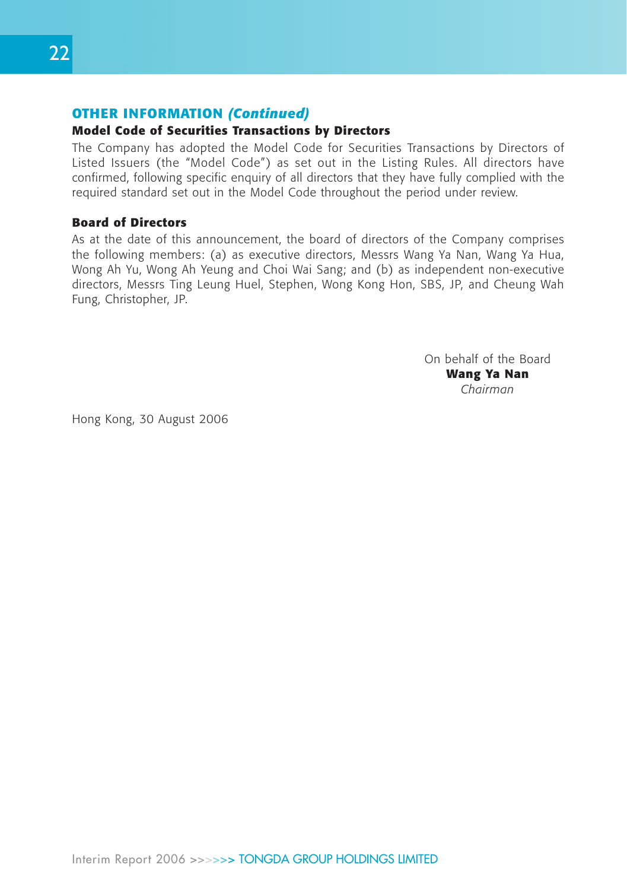## OTHER INFORMATION *(Continued)*

### Model Code of Securities Transactions by Directors

The Company has adopted the Model Code for Securities Transactions by Directors of Listed Issuers (the "Model Code") as set out in the Listing Rules. All directors have confirmed, following specific enquiry of all directors that they have fully complied with the required standard set out in the Model Code throughout the period under review.

### Board of Directors

As at the date of this announcement, the board of directors of the Company comprises the following members: (a) as executive directors, Messrs Wang Ya Nan, Wang Ya Hua, Wong Ah Yu, Wong Ah Yeung and Choi Wai Sang; and (b) as independent non-executive directors, Messrs Ting Leung Huel, Stephen, Wong Kong Hon, SBS, JP, and Cheung Wah Fung, Christopher, JP.

On behalf of the Board
**Wang Ya Nan**
*Chairman*

Hong Kong, 30 August 2006